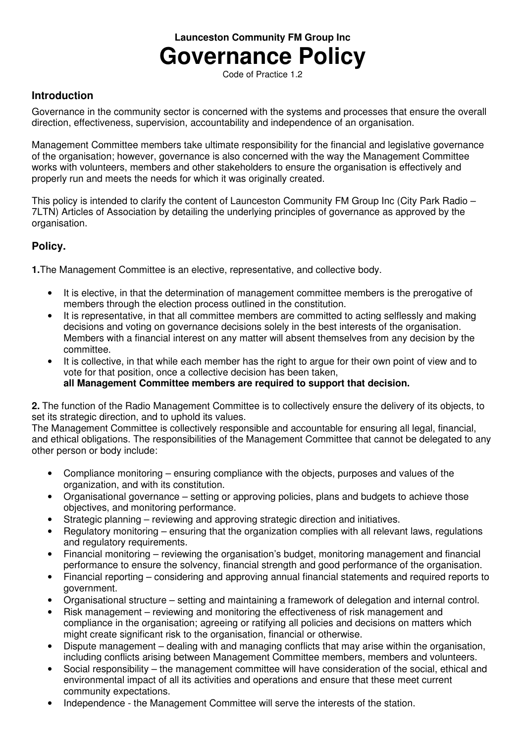**Launceston Community FM Group Inc**

# Governance Policy

Code of Practice 1.2

## Introduction

Governance in the community sector is concerned with the systems and processes that ensure the overall direction, effectiveness, supervision, accountability and independence of an organisation.

Management Committee members take ultimate responsibility for the financial and legislative governance of the organisation; however, governance is also concerned with the way the Management Committee works with volunteers, members and other stakeholders to ensure the organisation is effectively and properly run and meets the needs for which it was originally created.

This policy is intended to clarify the content of Launceston Community FM Group Inc (City Park Radio – 7LTN) Articles of Association by detailing the underlying principles of governance as approved by the organisation.

## Policy.

**1.** The Management Committee is an elective, representative, and collective body.

- It is elective, in that the determination of management committee members is the prerogative of members through the election process outlined in the constitution.
- It is representative, in that all committee members are committed to acting selflessly and making decisions and voting on governance decisions solely in the best interests of the organisation. Members with a financial interest on any matter will absent themselves from any decision by the committee.
- It is collective, in that while each member has the right to argue for their own point of view and to vote for that position, once a collective decision has been taken,
  **all Management Committee members are required to support that decision.**

**2.** The function of the Radio Management Committee is to collectively ensure the delivery of its objects, to set its strategic direction, and to uphold its values.
The Management Committee is collectively responsible and accountable for ensuring all legal, financial, and ethical obligations. The responsibilities of the Management Committee that cannot be delegated to any other person or body include:

- Compliance monitoring – ensuring compliance with the objects, purposes and values of the organization, and with its constitution.
- Organisational governance – setting or approving policies, plans and budgets to achieve those objectives, and monitoring performance.
- Strategic planning – reviewing and approving strategic direction and initiatives.
- Regulatory monitoring – ensuring that the organization complies with all relevant laws, regulations and regulatory requirements.
- Financial monitoring – reviewing the organisation's budget, monitoring management and financial performance to ensure the solvency, financial strength and good performance of the organisation.
- Financial reporting – considering and approving annual financial statements and required reports to government.
- Organisational structure – setting and maintaining a framework of delegation and internal control.
- Risk management – reviewing and monitoring the effectiveness of risk management and compliance in the organisation; agreeing or ratifying all policies and decisions on matters which might create significant risk to the organisation, financial or otherwise.
- Dispute management – dealing with and managing conflicts that may arise within the organisation, including conflicts arising between Management Committee members, members and volunteers.
- Social responsibility – the management committee will have consideration of the social, ethical and environmental impact of all its activities and operations and ensure that these meet current community expectations.
- Independence - the Management Committee will serve the interests of the station.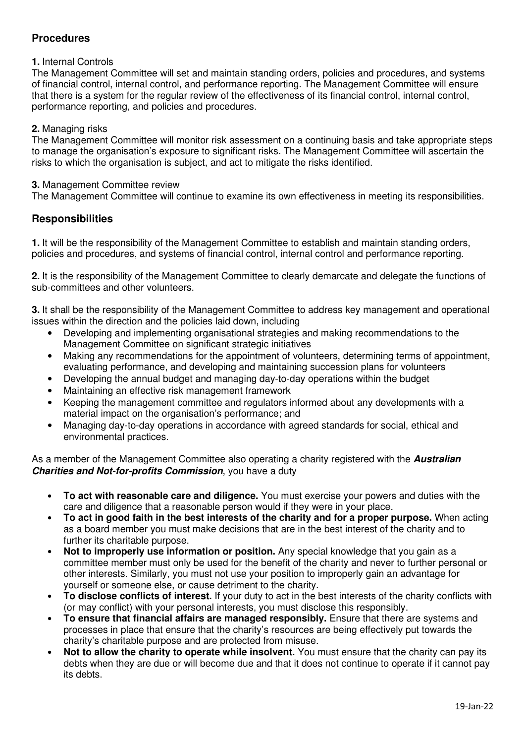## Procedures

**1.** Internal Controls
The Management Committee will set and maintain standing orders, policies and procedures, and systems of financial control, internal control, and performance reporting. The Management Committee will ensure that there is a system for the regular review of the effectiveness of its financial control, internal control, performance reporting, and policies and procedures.

**2.** Managing risks
The Management Committee will monitor risk assessment on a continuing basis and take appropriate steps to manage the organisation's exposure to significant risks. The Management Committee will ascertain the risks to which the organisation is subject, and act to mitigate the risks identified.

**3.** Management Committee review
The Management Committee will continue to examine its own effectiveness in meeting its responsibilities.

## Responsibilities

**1.** It will be the responsibility of the Management Committee to establish and maintain standing orders, policies and procedures, and systems of financial control, internal control and performance reporting.

**2.** It is the responsibility of the Management Committee to clearly demarcate and delegate the functions of sub-committees and other volunteers.

**3.** It shall be the responsibility of the Management Committee to address key management and operational issues within the direction and the policies laid down, including

- Developing and implementing organisational strategies and making recommendations to the Management Committee on significant strategic initiatives
- Making any recommendations for the appointment of volunteers, determining terms of appointment, evaluating performance, and developing and maintaining succession plans for volunteers
- Developing the annual budget and managing day-to-day operations within the budget
- Maintaining an effective risk management framework
- Keeping the management committee and regulators informed about any developments with a material impact on the organisation's performance; and
- Managing day-to-day operations in accordance with agreed standards for social, ethical and environmental practices.

As a member of the Management Committee also operating a charity registered with the ***Australian Charities and Not-for-profits Commission***, you have a duty

- **To act with reasonable care and diligence.** You must exercise your powers and duties with the care and diligence that a reasonable person would if they were in your place.
- **To act in good faith in the best interests of the charity and for a proper purpose.** When acting as a board member you must make decisions that are in the best interest of the charity and to further its charitable purpose.
- **Not to improperly use information or position.** Any special knowledge that you gain as a committee member must only be used for the benefit of the charity and never to further personal or other interests. Similarly, you must not use your position to improperly gain an advantage for yourself or someone else, or cause detriment to the charity.
- **To disclose conflicts of interest.** If your duty to act in the best interests of the charity conflicts with (or may conflict) with your personal interests, you must disclose this responsibly.
- **To ensure that financial affairs are managed responsibly.** Ensure that there are systems and processes in place that ensure that the charity's resources are being effectively put towards the charity's charitable purpose and are protected from misuse.
- **Not to allow the charity to operate while insolvent.** You must ensure that the charity can pay its debts when they are due or will become due and that it does not continue to operate if it cannot pay its debts.

19-Jan-22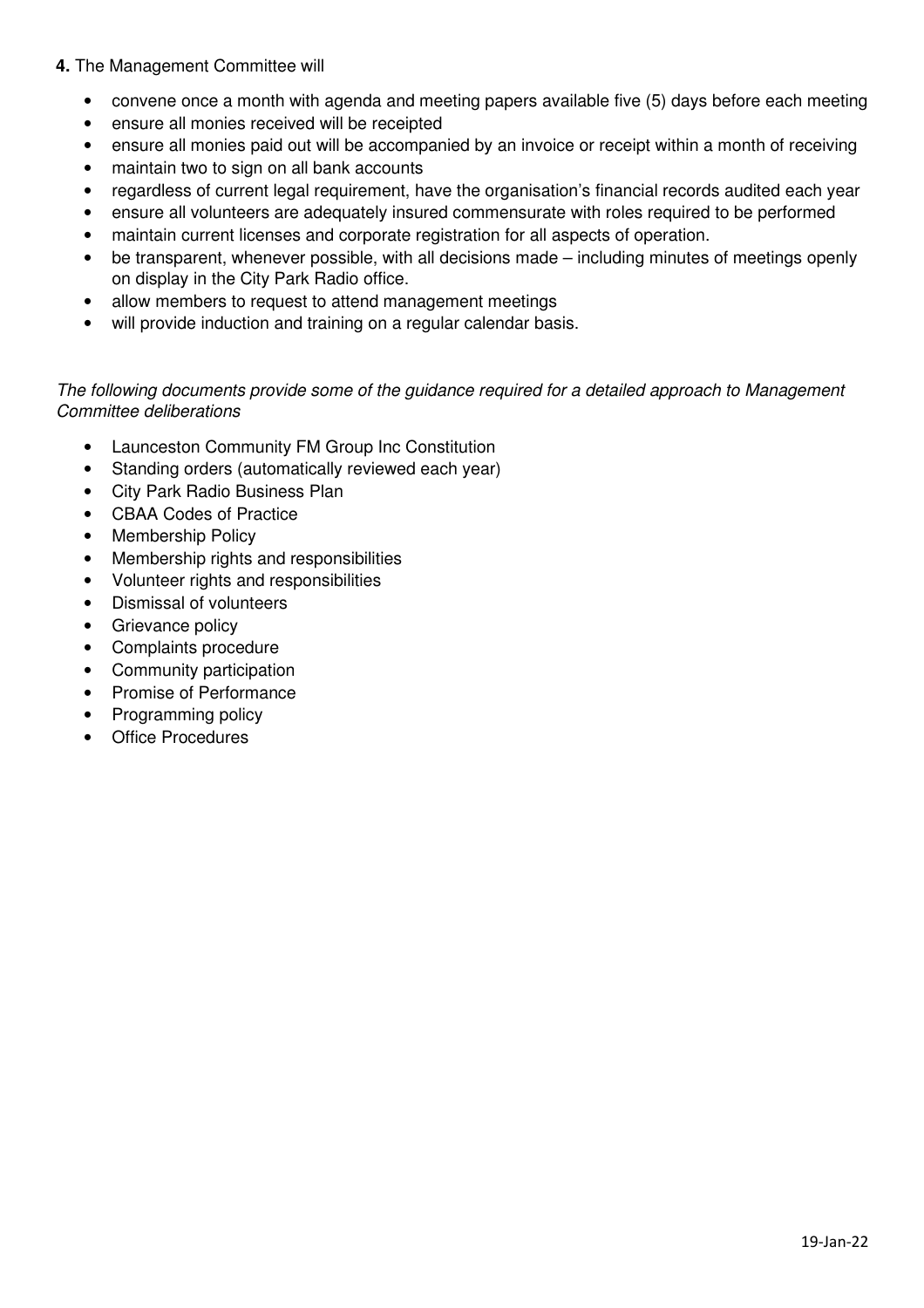**4.** The Management Committee will

- convene once a month with agenda and meeting papers available five (5) days before each meeting
- ensure all monies received will be receipted
- ensure all monies paid out will be accompanied by an invoice or receipt within a month of receiving
- maintain two to sign on all bank accounts
- regardless of current legal requirement, have the organisation's financial records audited each year
- ensure all volunteers are adequately insured commensurate with roles required to be performed
- maintain current licenses and corporate registration for all aspects of operation.
- be transparent, whenever possible, with all decisions made – including minutes of meetings openly on display in the City Park Radio office.
- allow members to request to attend management meetings
- will provide induction and training on a regular calendar basis.

*The following documents provide some of the guidance required for a detailed approach to Management Committee deliberations*

- Launceston Community FM Group Inc Constitution
- Standing orders (automatically reviewed each year)
- City Park Radio Business Plan
- CBAA Codes of Practice
- Membership Policy
- Membership rights and responsibilities
- Volunteer rights and responsibilities
- Dismissal of volunteers
- Grievance policy
- Complaints procedure
- Community participation
- Promise of Performance
- Programming policy
- Office Procedures